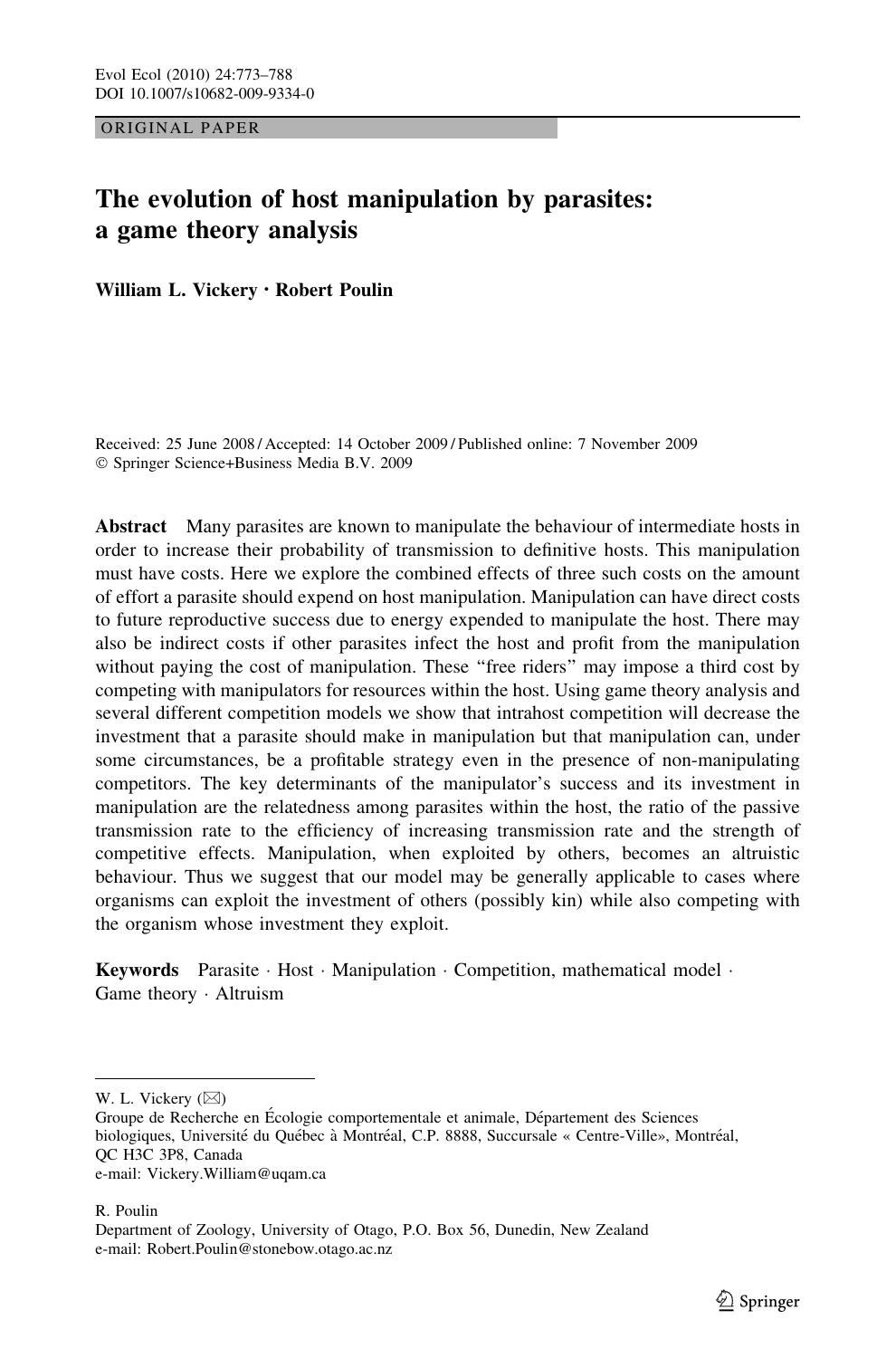ORIGINAL PAPER

# The evolution of host manipulation by parasites: a game theory analysis

**William L. Vickery · Robert Poulin**

Received: 25 June 2008 / Accepted: 14 October 2009 / Published online: 7 November 2009
© Springer Science+Business Media B.V. 2009

**Abstract** Many parasites are known to manipulate the behaviour of intermediate hosts in order to increase their probability of transmission to definitive hosts. This manipulation must have costs. Here we explore the combined effects of three such costs on the amount of effort a parasite should expend on host manipulation. Manipulation can have direct costs to future reproductive success due to energy expended to manipulate the host. There may also be indirect costs if other parasites infect the host and profit from the manipulation without paying the cost of manipulation. These "free riders" may impose a third cost by competing with manipulators for resources within the host. Using game theory analysis and several different competition models we show that intrahost competition will decrease the investment that a parasite should make in manipulation but that manipulation can, under some circumstances, be a profitable strategy even in the presence of non-manipulating competitors. The key determinants of the manipulator's success and its investment in manipulation are the relatedness among parasites within the host, the ratio of the passive transmission rate to the efficiency of increasing transmission rate and the strength of competitive effects. Manipulation, when exploited by others, becomes an altruistic behaviour. Thus we suggest that our model may be generally applicable to cases where organisms can exploit the investment of others (possibly kin) while also competing with the organism whose investment they exploit.

**Keywords** Parasite · Host · Manipulation · Competition, mathematical model · Game theory · Altruism

---

W. L. Vickery (✉)
Groupe de Recherche en Écologie comportementale et animale, Département des Sciences biologiques, Université du Québec à Montréal, C.P. 8888, Succursale « Centre-Ville», Montréal, QC H3C 3P8, Canada
e-mail: Vickery.William@uqam.ca

R. Poulin
Department of Zoology, University of Otago, P.O. Box 56, Dunedin, New Zealand
e-mail: Robert.Poulin@stonebow.otago.ac.nz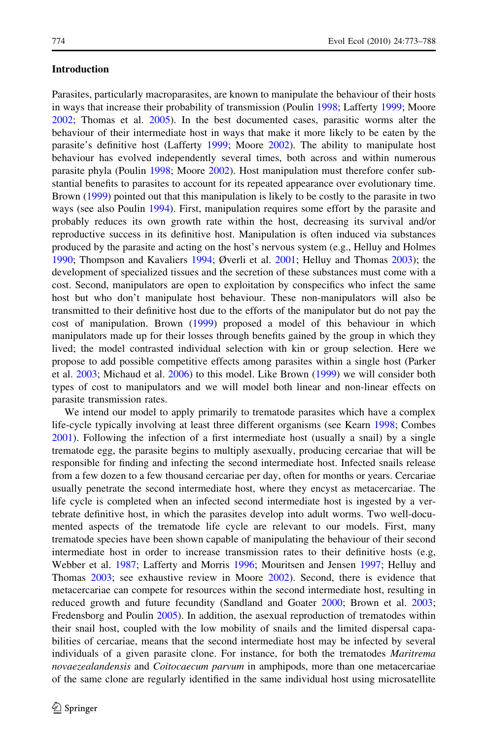## Introduction

Parasites, particularly macroparasites, are known to manipulate the behaviour of their hosts in ways that increase their probability of transmission (Poulin 1998; Lafferty 1999; Moore 2002; Thomas et al. 2005). In the best documented cases, parasitic worms alter the behaviour of their intermediate host in ways that make it more likely to be eaten by the parasite's definitive host (Lafferty 1999; Moore 2002). The ability to manipulate host behaviour has evolved independently several times, both across and within numerous parasite phyla (Poulin 1998; Moore 2002). Host manipulation must therefore confer substantial benefits to parasites to account for its repeated appearance over evolutionary time. Brown (1999) pointed out that this manipulation is likely to be costly to the parasite in two ways (see also Poulin 1994). First, manipulation requires some effort by the parasite and probably reduces its own growth rate within the host, decreasing its survival and/or reproductive success in its definitive host. Manipulation is often induced via substances produced by the parasite and acting on the host's nervous system (e.g., Helluy and Holmes 1990; Thompson and Kavaliers 1994; Øverli et al. 2001; Helluy and Thomas 2003); the development of specialized tissues and the secretion of these substances must come with a cost. Second, manipulators are open to exploitation by conspecifics who infect the same host but who don't manipulate host behaviour. These non-manipulators will also be transmitted to their definitive host due to the efforts of the manipulator but do not pay the cost of manipulation. Brown (1999) proposed a model of this behaviour in which manipulators made up for their losses through benefits gained by the group in which they lived; the model contrasted individual selection with kin or group selection. Here we propose to add possible competitive effects among parasites within a single host (Parker et al. 2003; Michaud et al. 2006) to this model. Like Brown (1999) we will consider both types of cost to manipulators and we will model both linear and non-linear effects on parasite transmission rates.

We intend our model to apply primarily to trematode parasites which have a complex life-cycle typically involving at least three different organisms (see Kearn 1998; Combes 2001). Following the infection of a first intermediate host (usually a snail) by a single trematode egg, the parasite begins to multiply asexually, producing cercariae that will be responsible for finding and infecting the second intermediate host. Infected snails release from a few dozen to a few thousand cercariae per day, often for months or years. Cercariae usually penetrate the second intermediate host, where they encyst as metacercariae. The life cycle is completed when an infected second intermediate host is ingested by a vertebrate definitive host, in which the parasites develop into adult worms. Two well-documented aspects of the trematode life cycle are relevant to our models. First, many trematode species have been shown capable of manipulating the behaviour of their second intermediate host in order to increase transmission rates to their definitive hosts (e.g, Webber et al. 1987; Lafferty and Morris 1996; Mouritsen and Jensen 1997; Helluy and Thomas 2003; see exhaustive review in Moore 2002). Second, there is evidence that metacercariae can compete for resources within the second intermediate host, resulting in reduced growth and future fecundity (Sandland and Goater 2000; Brown et al. 2003; Fredensborg and Poulin 2005). In addition, the asexual reproduction of trematodes within their snail host, coupled with the low mobility of snails and the limited dispersal capabilities of cercariae, means that the second intermediate host may be infected by several individuals of a given parasite clone. For instance, for both the trematodes *Maritrema novaezealandensis* and *Coitocaecum parvum* in amphipods, more than one metacercariae of the same clone are regularly identified in the same individual host using microsatellite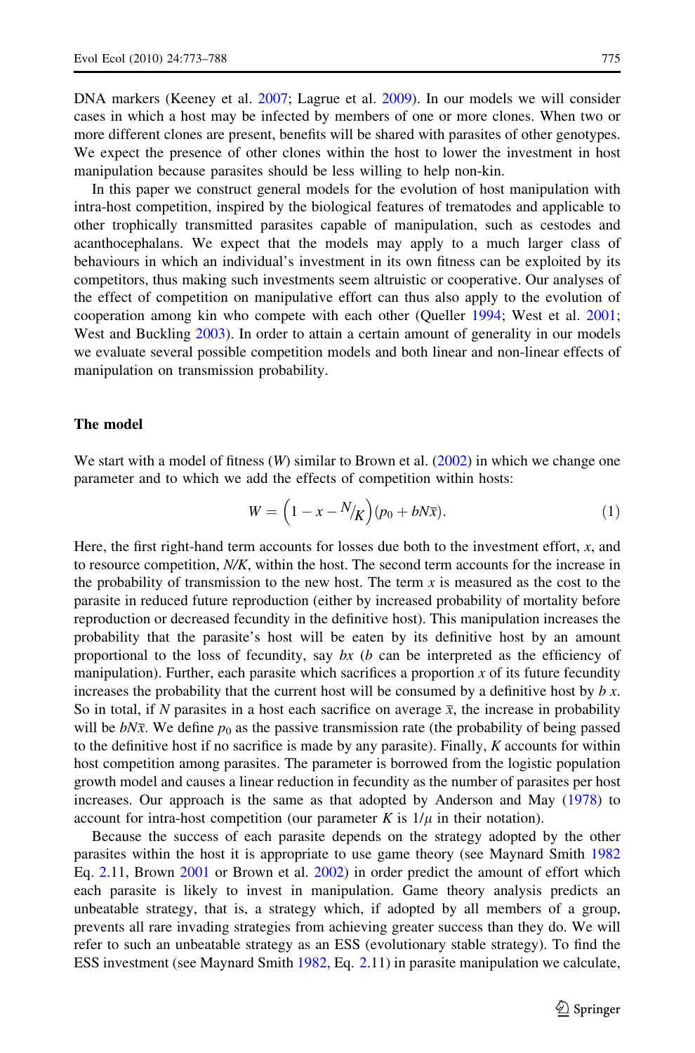DNA markers (Keeney et al. 2007; Lagrue et al. 2009). In our models we will consider cases in which a host may be infected by members of one or more clones. When two or more different clones are present, benefits will be shared with parasites of other genotypes. We expect the presence of other clones within the host to lower the investment in host manipulation because parasites should be less willing to help non-kin.

In this paper we construct general models for the evolution of host manipulation with intra-host competition, inspired by the biological features of trematodes and applicable to other trophically transmitted parasites capable of manipulation, such as cestodes and acanthocephalans. We expect that the models may apply to a much larger class of behaviours in which an individual's investment in its own fitness can be exploited by its competitors, thus making such investments seem altruistic or cooperative. Our analyses of the effect of competition on manipulative effort can thus also apply to the evolution of cooperation among kin who compete with each other (Queller 1994; West et al. 2001; West and Buckling 2003). In order to attain a certain amount of generality in our models we evaluate several possible competition models and both linear and non-linear effects of manipulation on transmission probability.

## The model

We start with a model of fitness ($W$) similar to Brown et al. (2002) in which we change one parameter and to which we add the effects of competition within hosts:

$$W = \left(1 - x - {}^{N}\!/_{K}\right)(p_0 + bN\bar{x}). \tag{1}$$

Here, the first right-hand term accounts for losses due both to the investment effort, $x$, and to resource competition, $N/K$, within the host. The second term accounts for the increase in the probability of transmission to the new host. The term $x$ is measured as the cost to the parasite in reduced future reproduction (either by increased probability of mortality before reproduction or decreased fecundity in the definitive host). This manipulation increases the probability that the parasite's host will be eaten by its definitive host by an amount proportional to the loss of fecundity, say $bx$ ($b$ can be interpreted as the efficiency of manipulation). Further, each parasite which sacrifices a proportion $x$ of its future fecundity increases the probability that the current host will be consumed by a definitive host by $b\,x$. So in total, if $N$ parasites in a host each sacrifice on average $\bar{x}$, the increase in probability will be $bN\bar{x}$. We define $p_0$ as the passive transmission rate (the probability of being passed to the definitive host if no sacrifice is made by any parasite). Finally, $K$ accounts for within host competition among parasites. The parameter is borrowed from the logistic population growth model and causes a linear reduction in fecundity as the number of parasites per host increases. Our approach is the same as that adopted by Anderson and May (1978) to account for intra-host competition (our parameter $K$ is $1/\mu$ in their notation).

Because the success of each parasite depends on the strategy adopted by the other parasites within the host it is appropriate to use game theory (see Maynard Smith 1982 Eq. 2.11, Brown 2001 or Brown et al. 2002) in order predict the amount of effort which each parasite is likely to invest in manipulation. Game theory analysis predicts an unbeatable strategy, that is, a strategy which, if adopted by all members of a group, prevents all rare invading strategies from achieving greater success than they do. We will refer to such an unbeatable strategy as an ESS (evolutionary stable strategy). To find the ESS investment (see Maynard Smith 1982, Eq. 2.11) in parasite manipulation we calculate,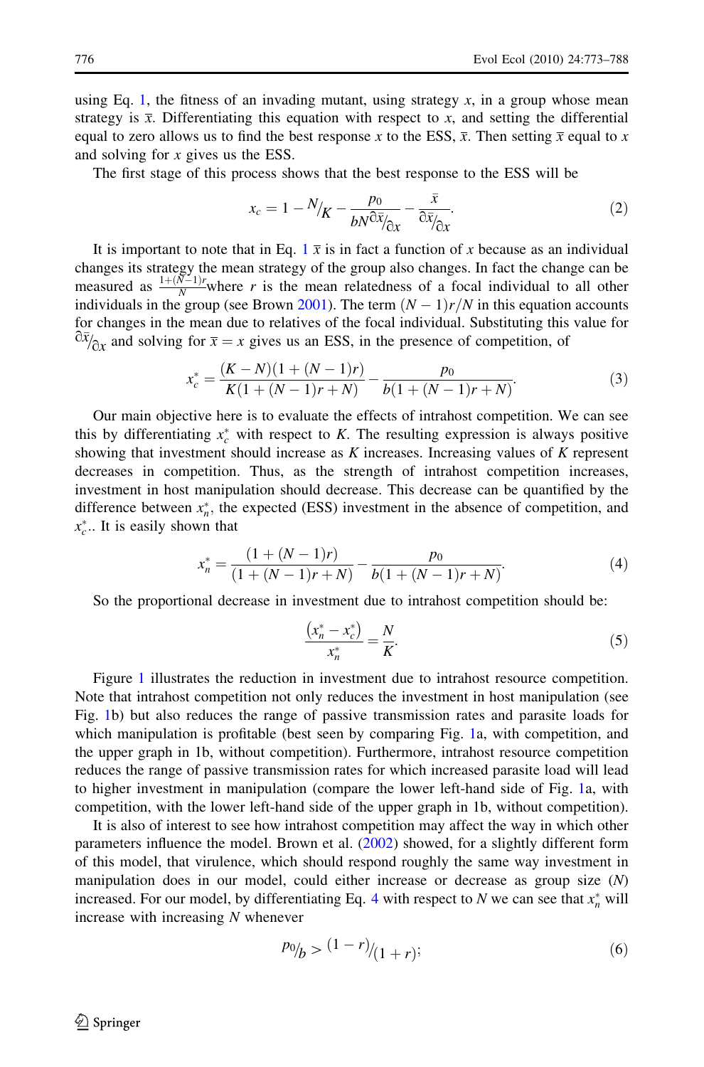using Eq. 1, the fitness of an invading mutant, using strategy $x$, in a group whose mean strategy is $\bar{x}$. Differentiating this equation with respect to $x$, and setting the differential equal to zero allows us to find the best response $x$ to the ESS, $\bar{x}$. Then setting $\bar{x}$ equal to $x$ and solving for $x$ gives us the ESS.

The first stage of this process shows that the best response to the ESS will be

$$x_c = 1 - {}^{N}\!/_{K} - \frac{p_0}{bN^{\partial \bar{x}}\!/_{\partial x}} - \frac{\bar{x}}{^{\partial \bar{x}}\!/_{\partial x}}. \tag{2}$$

It is important to note that in Eq. 1 $\bar{x}$ is in fact a function of $x$ because as an individual changes its strategy the mean strategy of the group also changes. In fact the change can be measured as $\frac{1+(N-1)r}{N}$ where $r$ is the mean relatedness of a focal individual to all other individuals in the group (see Brown 2001). The term $(N-1)r/N$ in this equation accounts for changes in the mean due to relatives of the focal individual. Substituting this value for $^{\partial \bar{x}}\!/_{\partial x}$ and solving for $\bar{x} = x$ gives us an ESS, in the presence of competition, of

$$x_c^* = \frac{(K-N)(1+(N-1)r)}{K(1+(N-1)r+N)} - \frac{p_0}{b(1+(N-1)r+N)}. \tag{3}$$

Our main objective here is to evaluate the effects of intrahost competition. We can see this by differentiating $x_c^*$ with respect to $K$. The resulting expression is always positive showing that investment should increase as $K$ increases. Increasing values of $K$ represent decreases in competition. Thus, as the strength of intrahost competition increases, investment in host manipulation should decrease. This decrease can be quantified by the difference between $x_n^*$, the expected (ESS) investment in the absence of competition, and $x_c^*$.. It is easily shown that

$$x_n^* = \frac{(1+(N-1)r)}{(1+(N-1)r+N)} - \frac{p_0}{b(1+(N-1)r+N)}. \tag{4}$$

So the proportional decrease in investment due to intrahost competition should be:

$$\frac{\left(x_n^* - x_c^*\right)}{x_n^*} = \frac{N}{K}. \tag{5}$$

Figure 1 illustrates the reduction in investment due to intrahost resource competition. Note that intrahost competition not only reduces the investment in host manipulation (see Fig. 1b) but also reduces the range of passive transmission rates and parasite loads for which manipulation is profitable (best seen by comparing Fig. 1a, with competition, and the upper graph in 1b, without competition). Furthermore, intrahost resource competition reduces the range of passive transmission rates for which increased parasite load will lead to higher investment in manipulation (compare the lower left-hand side of Fig. 1a, with competition, with the lower left-hand side of the upper graph in 1b, without competition).

It is also of interest to see how intrahost competition may affect the way in which other parameters influence the model. Brown et al. (2002) showed, for a slightly different form of this model, that virulence, which should respond roughly the same way investment in manipulation does in our model, could either increase or decrease as group size ($N$) increased. For our model, by differentiating Eq. 4 with respect to $N$ we can see that $x_n^*$ will increase with increasing $N$ whenever

$$^{p_0}\!/_{b} > {}^{(1-r)}\!/_{(1+r)}; \tag{6}$$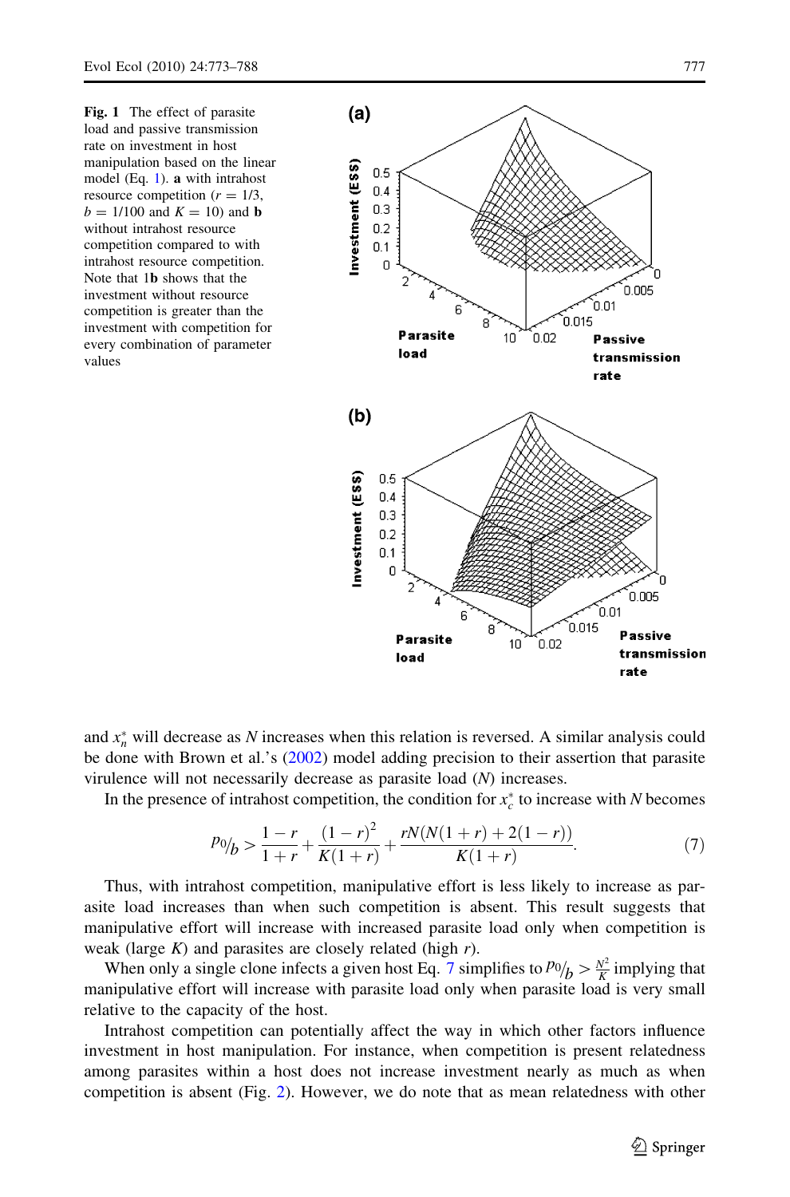**Fig. 1** The effect of parasite load and passive transmission rate on investment in host manipulation based on the linear model (Eq. 1). **a** with intrahost resource competition ($r = 1/3$, $b = 1/100$ and $K = 10$) and **b** without intrahost resource competition compared to with intrahost resource competition. Note that 1**b** shows that the investment without resource competition is greater than the investment with competition for every combination of parameter values

and $x_n^*$ will decrease as $N$ increases when this relation is reversed. A similar analysis could be done with Brown et al.'s (2002) model adding precision to their assertion that parasite virulence will not necessarily decrease as parasite load ($N$) increases.

In the presence of intrahost competition, the condition for $x_c^*$ to increase with $N$ becomes

$$p_0/_b > \frac{1-r}{1+r} + \frac{(1-r)^2}{K(1+r)} + \frac{rN(N(1+r)+2(1-r))}{K(1+r)}. \tag{7}$$

Thus, with intrahost competition, manipulative effort is less likely to increase as parasite load increases than when such competition is absent. This result suggests that manipulative effort will increase with increased parasite load only when competition is weak (large $K$) and parasites are closely related (high $r$).

When only a single clone infects a given host Eq. 7 simplifies to $p_0/_b > \frac{N^2}{K}$ implying that manipulative effort will increase with parasite load only when parasite load is very small relative to the capacity of the host.

Intrahost competition can potentially affect the way in which other factors influence investment in host manipulation. For instance, when competition is present relatedness among parasites within a host does not increase investment nearly as much as when competition is absent (Fig. 2). However, we do note that as mean relatedness with other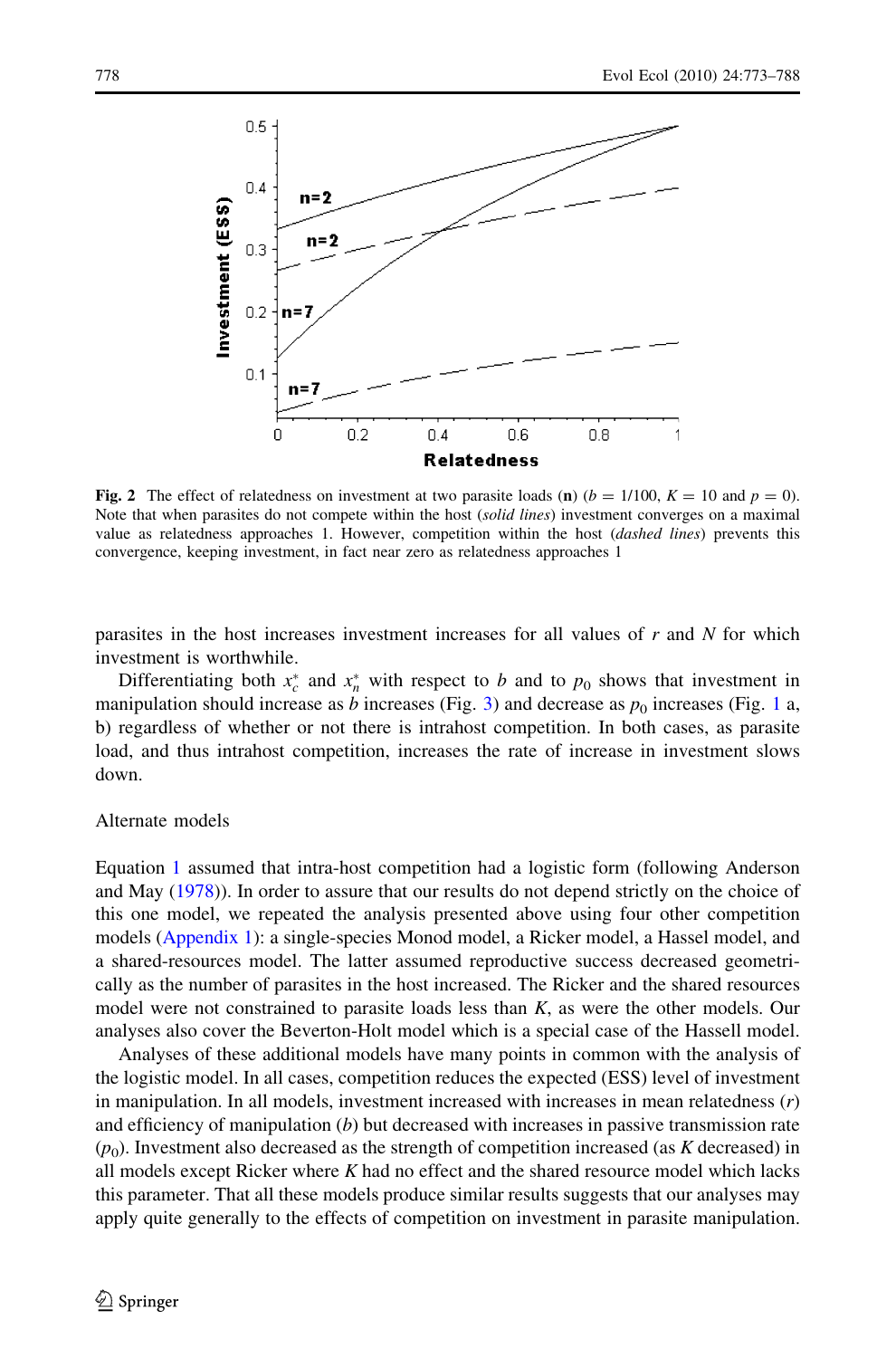**Fig. 2** The effect of relatedness on investment at two parasite loads (**n**) ($b = 1/100$, $K = 10$ and $p = 0$). Note that when parasites do not compete within the host (*solid lines*) investment converges on a maximal value as relatedness approaches 1. However, competition within the host (*dashed lines*) prevents this convergence, keeping investment, in fact near zero as relatedness approaches 1

parasites in the host increases investment increases for all values of $r$ and $N$ for which investment is worthwhile.

Differentiating both $x_c^*$ and $x_n^*$ with respect to $b$ and to $p_0$ shows that investment in manipulation should increase as $b$ increases (Fig. 3) and decrease as $p_0$ increases (Fig. 1 a, b) regardless of whether or not there is intrahost competition. In both cases, as parasite load, and thus intrahost competition, increases the rate of increase in investment slows down.

## Alternate models

Equation 1 assumed that intra-host competition had a logistic form (following Anderson and May (1978)). In order to assure that our results do not depend strictly on the choice of this one model, we repeated the analysis presented above using four other competition models (Appendix 1): a single-species Monod model, a Ricker model, a Hassel model, and a shared-resources model. The latter assumed reproductive success decreased geometrically as the number of parasites in the host increased. The Ricker and the shared resources model were not constrained to parasite loads less than $K$, as were the other models. Our analyses also cover the Beverton-Holt model which is a special case of the Hassell model.

Analyses of these additional models have many points in common with the analysis of the logistic model. In all cases, competition reduces the expected (ESS) level of investment in manipulation. In all models, investment increased with increases in mean relatedness ($r$) and efficiency of manipulation ($b$) but decreased with increases in passive transmission rate ($p_0$). Investment also decreased as the strength of competition increased (as $K$ decreased) in all models except Ricker where $K$ had no effect and the shared resource model which lacks this parameter. That all these models produce similar results suggests that our analyses may apply quite generally to the effects of competition on investment in parasite manipulation.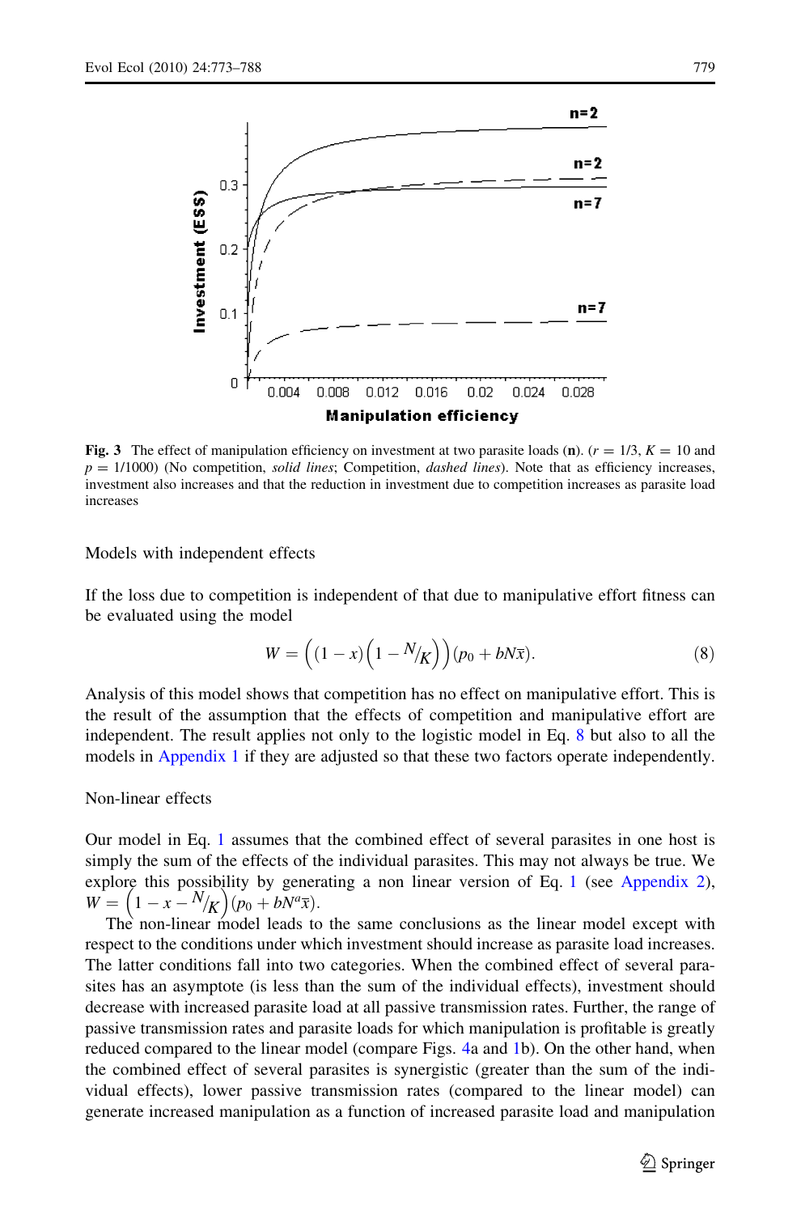Fig. 3 The effect of manipulation efficiency on investment at two parasite loads (**n**). ($r = 1/3$, $K = 10$ and $p = 1/1000$) (No competition, *solid lines*; Competition, *dashed lines*). Note that as efficiency increases, investment also increases and that the reduction in investment due to competition increases as parasite load increases

Models with independent effects

If the loss due to competition is independent of that due to manipulative effort fitness can be evaluated using the model

$$W = \left((1-x)\left(1 - {}^{N}\!/_{K}\right)\right)(p_0 + bN\bar{x}). \tag{8}$$

Analysis of this model shows that competition has no effect on manipulative effort. This is the result of the assumption that the effects of competition and manipulative effort are independent. The result applies not only to the logistic model in Eq. 8 but also to all the models in Appendix 1 if they are adjusted so that these two factors operate independently.

Non-linear effects

Our model in Eq. 1 assumes that the combined effect of several parasites in one host is simply the sum of the effects of the individual parasites. This may not always be true. We explore this possibility by generating a non linear version of Eq. 1 (see Appendix 2), $W = \left(1 - x - {}^{N}\!/_{K}\right)(p_0 + bN^{a}\bar{x})$.

The non-linear model leads to the same conclusions as the linear model except with respect to the conditions under which investment should increase as parasite load increases. The latter conditions fall into two categories. When the combined effect of several parasites has an asymptote (is less than the sum of the individual effects), investment should decrease with increased parasite load at all passive transmission rates. Further, the range of passive transmission rates and parasite loads for which manipulation is profitable is greatly reduced compared to the linear model (compare Figs. 4a and 1b). On the other hand, when the combined effect of several parasites is synergistic (greater than the sum of the individual effects), lower passive transmission rates (compared to the linear model) can generate increased manipulation as a function of increased parasite load and manipulation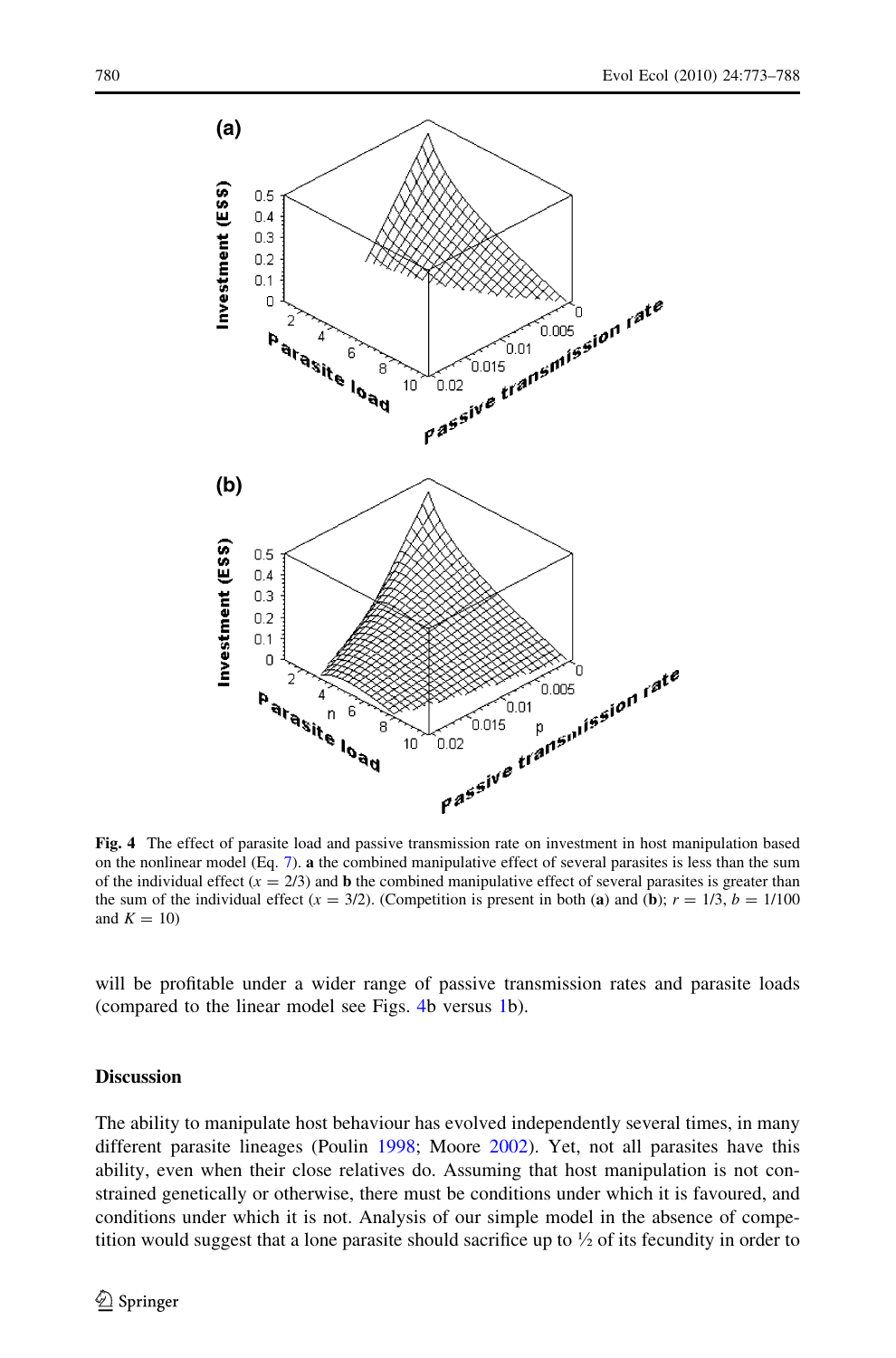**Fig. 4** The effect of parasite load and passive transmission rate on investment in host manipulation based on the nonlinear model (Eq. 7). **a** the combined manipulative effect of several parasites is less than the sum of the individual effect ($x = 2/3$) and **b** the combined manipulative effect of several parasites is greater than the sum of the individual effect ($x = 3/2$). (Competition is present in both (**a**) and (**b**); $r = 1/3$, $b = 1/100$ and $K = 10$)

will be profitable under a wider range of passive transmission rates and parasite loads (compared to the linear model see Figs. 4b versus 1b).

## Discussion

The ability to manipulate host behaviour has evolved independently several times, in many different parasite lineages (Poulin 1998; Moore 2002). Yet, not all parasites have this ability, even when their close relatives do. Assuming that host manipulation is not constrained genetically or otherwise, there must be conditions under which it is favoured, and conditions under which it is not. Analysis of our simple model in the absence of competition would suggest that a lone parasite should sacrifice up to ½ of its fecundity in order to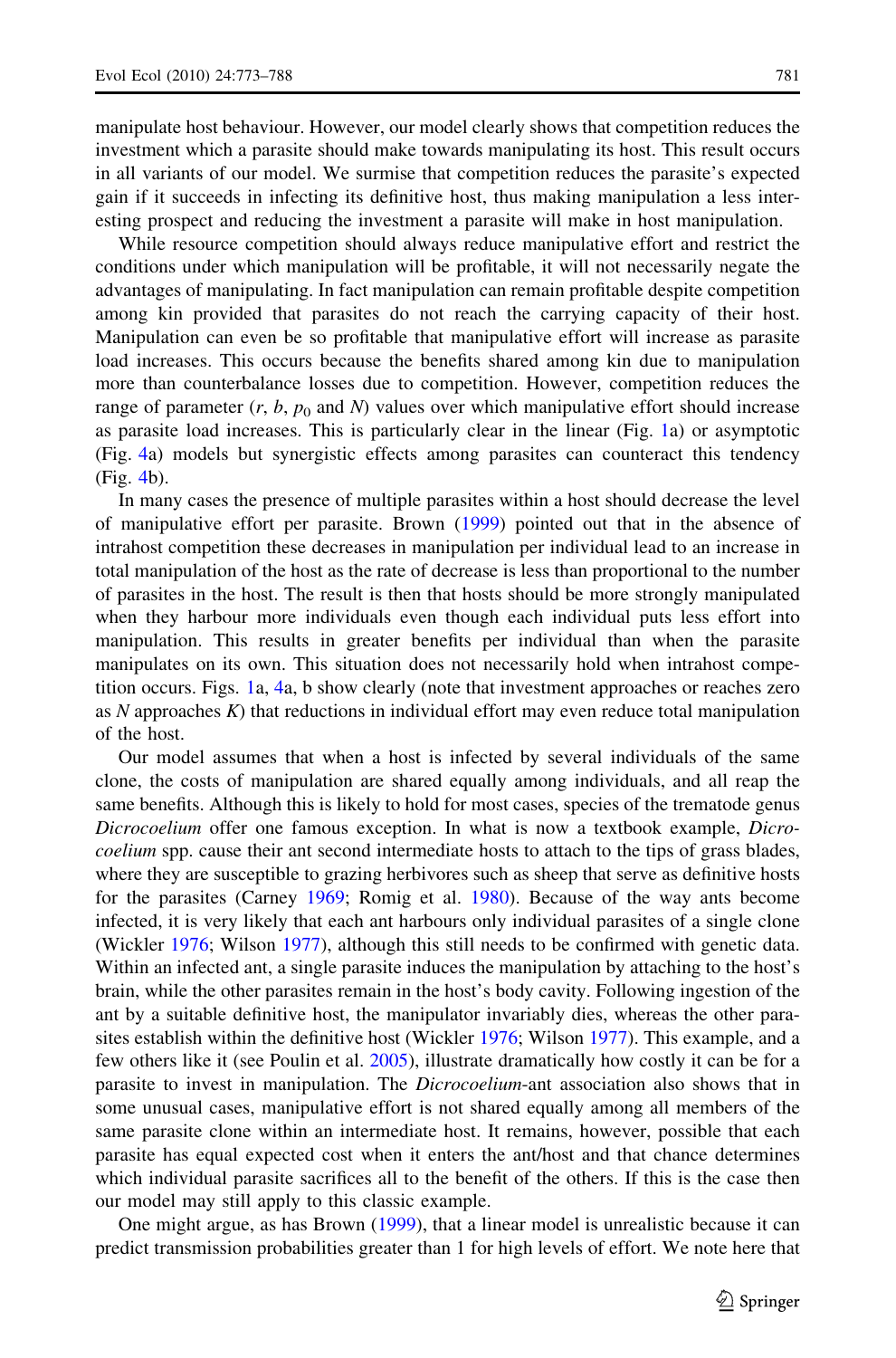manipulate host behaviour. However, our model clearly shows that competition reduces the investment which a parasite should make towards manipulating its host. This result occurs in all variants of our model. We surmise that competition reduces the parasite's expected gain if it succeeds in infecting its definitive host, thus making manipulation a less interesting prospect and reducing the investment a parasite will make in host manipulation.

While resource competition should always reduce manipulative effort and restrict the conditions under which manipulation will be profitable, it will not necessarily negate the advantages of manipulating. In fact manipulation can remain profitable despite competition among kin provided that parasites do not reach the carrying capacity of their host. Manipulation can even be so profitable that manipulative effort will increase as parasite load increases. This occurs because the benefits shared among kin due to manipulation more than counterbalance losses due to competition. However, competition reduces the range of parameter ($r$, $b$, $p_0$ and $N$) values over which manipulative effort should increase as parasite load increases. This is particularly clear in the linear (Fig. 1a) or asymptotic (Fig. 4a) models but synergistic effects among parasites can counteract this tendency (Fig. 4b).

In many cases the presence of multiple parasites within a host should decrease the level of manipulative effort per parasite. Brown (1999) pointed out that in the absence of intrahost competition these decreases in manipulation per individual lead to an increase in total manipulation of the host as the rate of decrease is less than proportional to the number of parasites in the host. The result is then that hosts should be more strongly manipulated when they harbour more individuals even though each individual puts less effort into manipulation. This results in greater benefits per individual than when the parasite manipulates on its own. This situation does not necessarily hold when intrahost competition occurs. Figs. 1a, 4a, b show clearly (note that investment approaches or reaches zero as $N$ approaches $K$) that reductions in individual effort may even reduce total manipulation of the host.

Our model assumes that when a host is infected by several individuals of the same clone, the costs of manipulation are shared equally among individuals, and all reap the same benefits. Although this is likely to hold for most cases, species of the trematode genus *Dicrocoelium* offer one famous exception. In what is now a textbook example, *Dicrocoelium* spp. cause their ant second intermediate hosts to attach to the tips of grass blades, where they are susceptible to grazing herbivores such as sheep that serve as definitive hosts for the parasites (Carney 1969; Romig et al. 1980). Because of the way ants become infected, it is very likely that each ant harbours only individual parasites of a single clone (Wickler 1976; Wilson 1977), although this still needs to be confirmed with genetic data. Within an infected ant, a single parasite induces the manipulation by attaching to the host's brain, while the other parasites remain in the host's body cavity. Following ingestion of the ant by a suitable definitive host, the manipulator invariably dies, whereas the other parasites establish within the definitive host (Wickler 1976; Wilson 1977). This example, and a few others like it (see Poulin et al. 2005), illustrate dramatically how costly it can be for a parasite to invest in manipulation. The *Dicrocoelium*-ant association also shows that in some unusual cases, manipulative effort is not shared equally among all members of the same parasite clone within an intermediate host. It remains, however, possible that each parasite has equal expected cost when it enters the ant/host and that chance determines which individual parasite sacrifices all to the benefit of the others. If this is the case then our model may still apply to this classic example.

One might argue, as has Brown (1999), that a linear model is unrealistic because it can predict transmission probabilities greater than 1 for high levels of effort. We note here that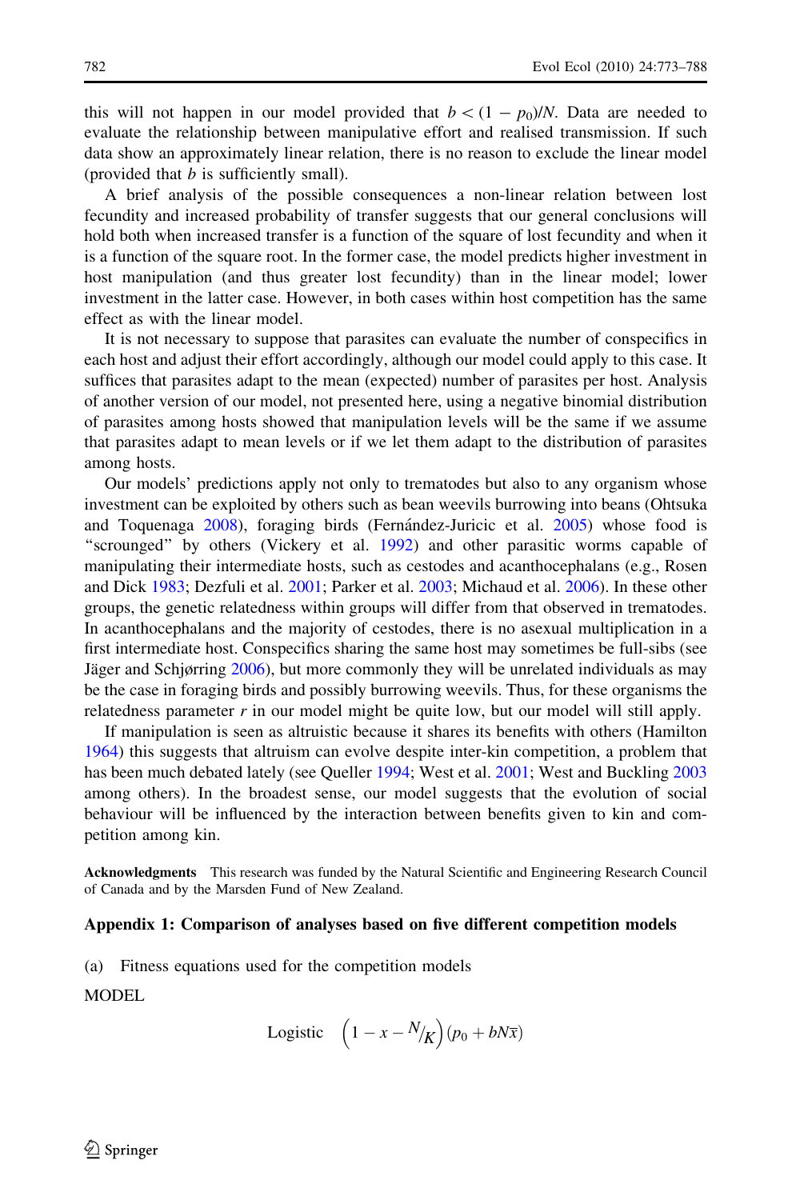this will not happen in our model provided that $b < (1 - p_0)/N$. Data are needed to evaluate the relationship between manipulative effort and realised transmission. If such data show an approximately linear relation, there is no reason to exclude the linear model (provided that $b$ is sufficiently small).

A brief analysis of the possible consequences a non-linear relation between lost fecundity and increased probability of transfer suggests that our general conclusions will hold both when increased transfer is a function of the square of lost fecundity and when it is a function of the square root. In the former case, the model predicts higher investment in host manipulation (and thus greater lost fecundity) than in the linear model; lower investment in the latter case. However, in both cases within host competition has the same effect as with the linear model.

It is not necessary to suppose that parasites can evaluate the number of conspecifics in each host and adjust their effort accordingly, although our model could apply to this case. It suffices that parasites adapt to the mean (expected) number of parasites per host. Analysis of another version of our model, not presented here, using a negative binomial distribution of parasites among hosts showed that manipulation levels will be the same if we assume that parasites adapt to mean levels or if we let them adapt to the distribution of parasites among hosts.

Our models' predictions apply not only to trematodes but also to any organism whose investment can be exploited by others such as bean weevils burrowing into beans (Ohtsuka and Toquenaga 2008), foraging birds (Fernández-Juricic et al. 2005) whose food is "scrounged" by others (Vickery et al. 1992) and other parasitic worms capable of manipulating their intermediate hosts, such as cestodes and acanthocephalans (e.g., Rosen and Dick 1983; Dezfuli et al. 2001; Parker et al. 2003; Michaud et al. 2006). In these other groups, the genetic relatedness within groups will differ from that observed in trematodes. In acanthocephalans and the majority of cestodes, there is no asexual multiplication in a first intermediate host. Conspecifics sharing the same host may sometimes be full-sibs (see Jäger and Schjørring 2006), but more commonly they will be unrelated individuals as may be the case in foraging birds and possibly burrowing weevils. Thus, for these organisms the relatedness parameter $r$ in our model might be quite low, but our model will still apply.

If manipulation is seen as altruistic because it shares its benefits with others (Hamilton 1964) this suggests that altruism can evolve despite inter-kin competition, a problem that has been much debated lately (see Queller 1994; West et al. 2001; West and Buckling 2003 among others). In the broadest sense, our model suggests that the evolution of social behaviour will be influenced by the interaction between benefits given to kin and competition among kin.

**Acknowledgments** This research was funded by the Natural Scientific and Engineering Research Council of Canada and by the Marsden Fund of New Zealand.

## Appendix 1: Comparison of analyses based on five different competition models

(a) Fitness equations used for the competition models

MODEL

$$\text{Logistic} \quad \left(1 - x - {}^{N}\!/_{K}\right)(p_0 + bN\bar{x})$$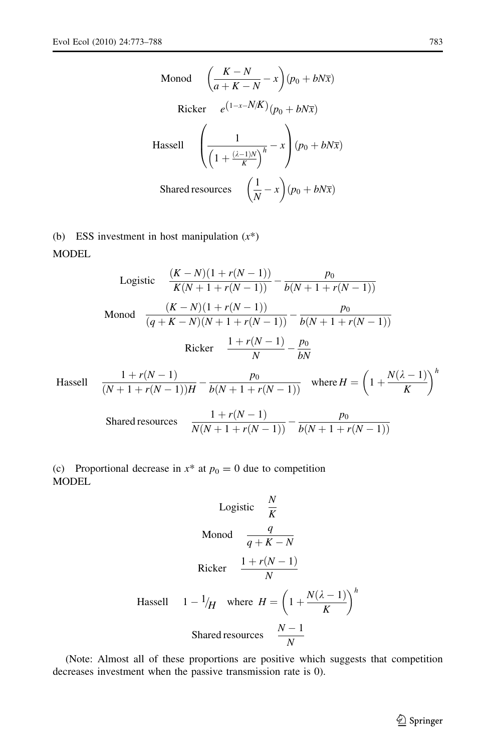Monod $\left(\frac{K-N}{a+K-N}-x\right)(p_0+bN\bar{x})$

Ricker $e^{(1-x-N/K)}(p_0+bN\bar{x})$

Hassell $\left(\frac{1}{\left(1+\frac{(\lambda-1)N}{K}\right)^h}-x\right)(p_0+bN\bar{x})$

Shared resources $\left(\frac{1}{N}-x\right)(p_0+bN\bar{x})$

(b) ESS investment in host manipulation ($x^*$)

MODEL

Logistic $\frac{(K-N)(1+r(N-1))}{K(N+1+r(N-1))}-\frac{p_0}{b(N+1+r(N-1))}$

Monod $\frac{(K-N)(1+r(N-1))}{(q+K-N)(N+1+r(N-1))}-\frac{p_0}{b(N+1+r(N-1))}$

Ricker $\frac{1+r(N-1)}{N}-\frac{p_0}{bN}$

Hassell $\frac{1+r(N-1)}{(N+1+r(N-1))H}-\frac{p_0}{b(N+1+r(N-1))}$ where $H=\left(1+\frac{N(\lambda-1)}{K}\right)^h$

Shared resources $\frac{1+r(N-1)}{N(N+1+r(N-1))}-\frac{p_0}{b(N+1+r(N-1))}$

(c) Proportional decrease in $x^*$ at $p_0=0$ due to competition

MODEL

Logistic $\frac{N}{K}$

Monod $\frac{q}{q+K-N}$

Ricker $\frac{1+r(N-1)}{N}$

Hassell $1-{}^{1}\!/_{H}$ where $H=\left(1+\frac{N(\lambda-1)}{K}\right)^h$

Shared resources $\frac{N-1}{N}$

(Note: Almost all of these proportions are positive which suggests that competition decreases investment when the passive transmission rate is 0).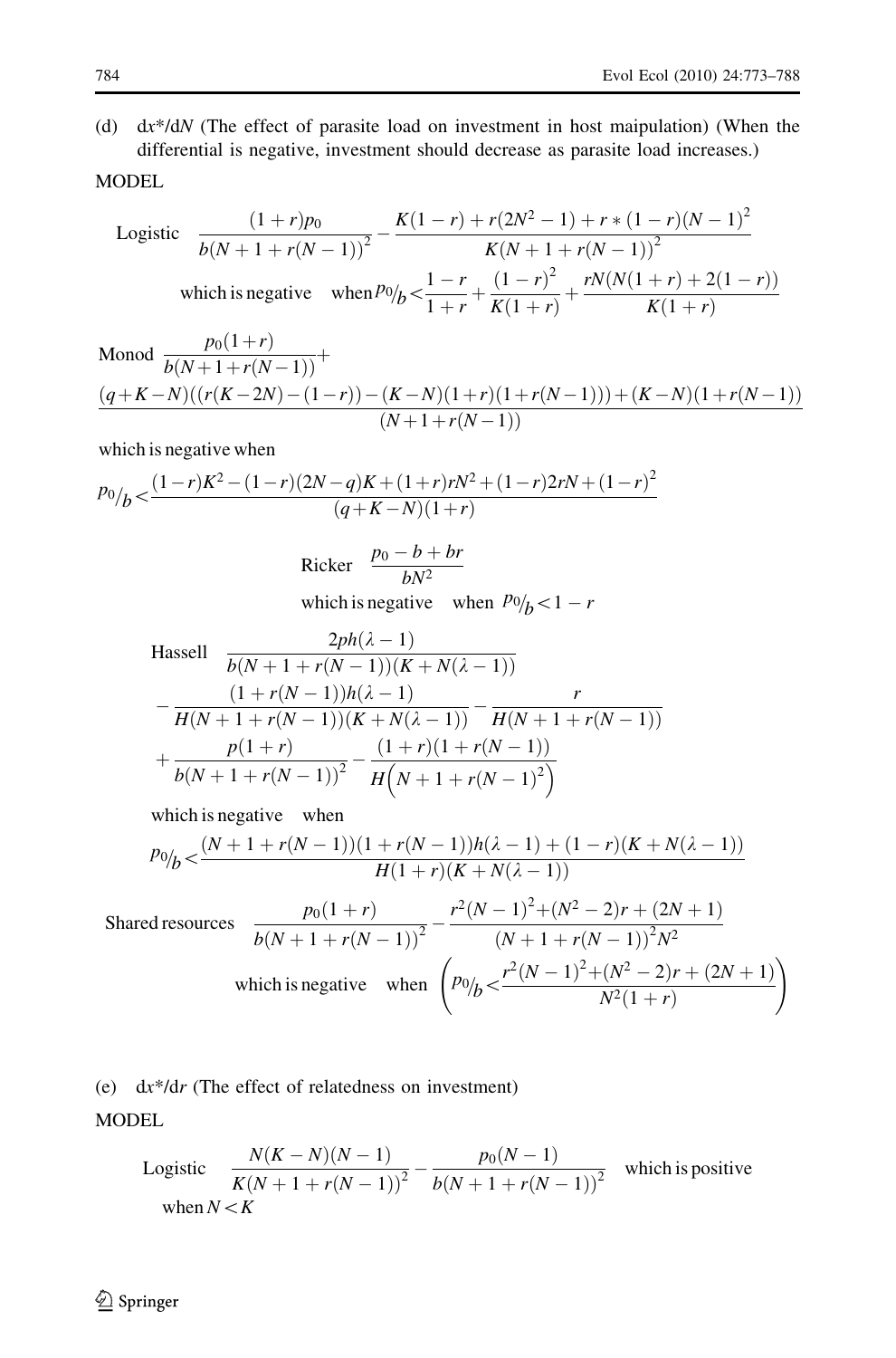(d) d$x$*/d$N$ (The effect of parasite load on investment in host maipulation) (When the differential is negative, investment should decrease as parasite load increases.)

MODEL

Logistic $$\frac{(1+r)p_0}{b(N+1+r(N-1))^2} - \frac{K(1-r)+r(2N^2-1)+r*(1-r)(N-1)^2}{K(N+1+r(N-1))^2}$$

which is negative when $$p_0/_b < \frac{1-r}{1+r} + \frac{(1-r)^2}{K(1+r)} + \frac{rN(N(1+r)+2(1-r))}{K(1+r)}$$

Monod $$\frac{p_0(1+r)}{b(N+1+r(N-1))} + \frac{(q+K-N)((r(K-2N)-(1-r))-(K-N)(1+r)(1+r(N-1)))+(K-N)(1+r(N-1))}{(N+1+r(N-1))}$$

which is negative when

$$p_0/_b < \frac{(1-r)K^2-(1-r)(2N-q)K+(1+r)rN^2+(1-r)2rN+(1-r)^2}{(q+K-N)(1+r)}$$

Ricker $$\frac{p_0-b+br}{bN^2}$$

which is negative when $p_0/_b < 1-r$

Hassell $$\frac{2ph(\lambda-1)}{b(N+1+r(N-1))(K+N(\lambda-1))} - \frac{(1+r(N-1))h(\lambda-1)}{H(N+1+r(N-1))(K+N(\lambda-1))} - \frac{r}{H(N+1+r(N-1))} + \frac{p(1+r)}{b(N+1+r(N-1))^2} - \frac{(1+r)(1+r(N-1))}{H\left(N+1+r(N-1)^2\right)}$$

which is negative when

$$p_0/_b < \frac{(N+1+r(N-1))(1+r(N-1))h(\lambda-1)+(1-r)(K+N(\lambda-1))}{H(1+r)(K+N(\lambda-1))}$$

Shared resources $$\frac{p_0(1+r)}{b(N+1+r(N-1))^2} - \frac{r^2(N-1)^2+(N^2-2)r+(2N+1)}{(N+1+r(N-1))^2N^2}$$

which is negative when $$\left(p_0/_b < \frac{r^2(N-1)^2+(N^2-2)r+(2N+1)}{N^2(1+r)}\right)$$

(e) d$x$*/d$r$ (The effect of relatedness on investment)

MODEL

Logistic $$\frac{N(K-N)(N-1)}{K(N+1+r(N-1))^2} - \frac{p_0(N-1)}{b(N+1+r(N-1))^2}$$ which is positive when $N < K$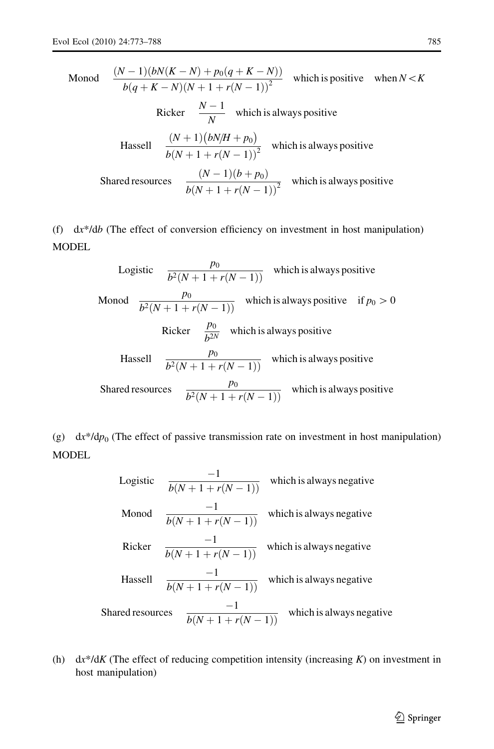Monod $\quad \dfrac{(N-1)(bN(K-N)+p_0(q+K-N))}{b(q+K-N)(N+1+r(N-1))^2}$ which is positive when $N < K$

Ricker $\quad \dfrac{N-1}{N}$ which is always positive

Hassell $\quad \dfrac{(N+1)(bN/H+p_0)}{b(N+1+r(N-1))^2}$ which is always positive

Shared resources $\quad \dfrac{(N-1)(b+p_0)}{b(N+1+r(N-1))^2}$ which is always positive

(f) $dx^*/db$ (The effect of conversion efficiency on investment in host manipulation)

MODEL

Logistic $\quad \dfrac{p_0}{b^2(N+1+r(N-1))}$ which is always positive

Monod $\quad \dfrac{p_0}{b^2(N+1+r(N-1))}$ which is always positive if $p_0 > 0$

Ricker $\quad \dfrac{p_0}{b^{2N}}$ which is always positive

Hassell $\quad \dfrac{p_0}{b^2(N+1+r(N-1))}$ which is always positive

Shared resources $\quad \dfrac{p_0}{b^2(N+1+r(N-1))}$ which is always positive

(g) $dx^*/dp_0$ (The effect of passive transmission rate on investment in host manipulation)

MODEL

Logistic $\quad \dfrac{-1}{b(N+1+r(N-1))}$ which is always negative

Monod $\quad \dfrac{-1}{b(N+1+r(N-1))}$ which is always negative

Ricker $\quad \dfrac{-1}{b(N+1+r(N-1))}$ which is always negative

Hassell $\quad \dfrac{-1}{b(N+1+r(N-1))}$ which is always negative

Shared resources $\quad \dfrac{-1}{b(N+1+r(N-1))}$ which is always negative

(h) $dx^*/dK$ (The effect of reducing competition intensity (increasing $K$) on investment in host manipulation)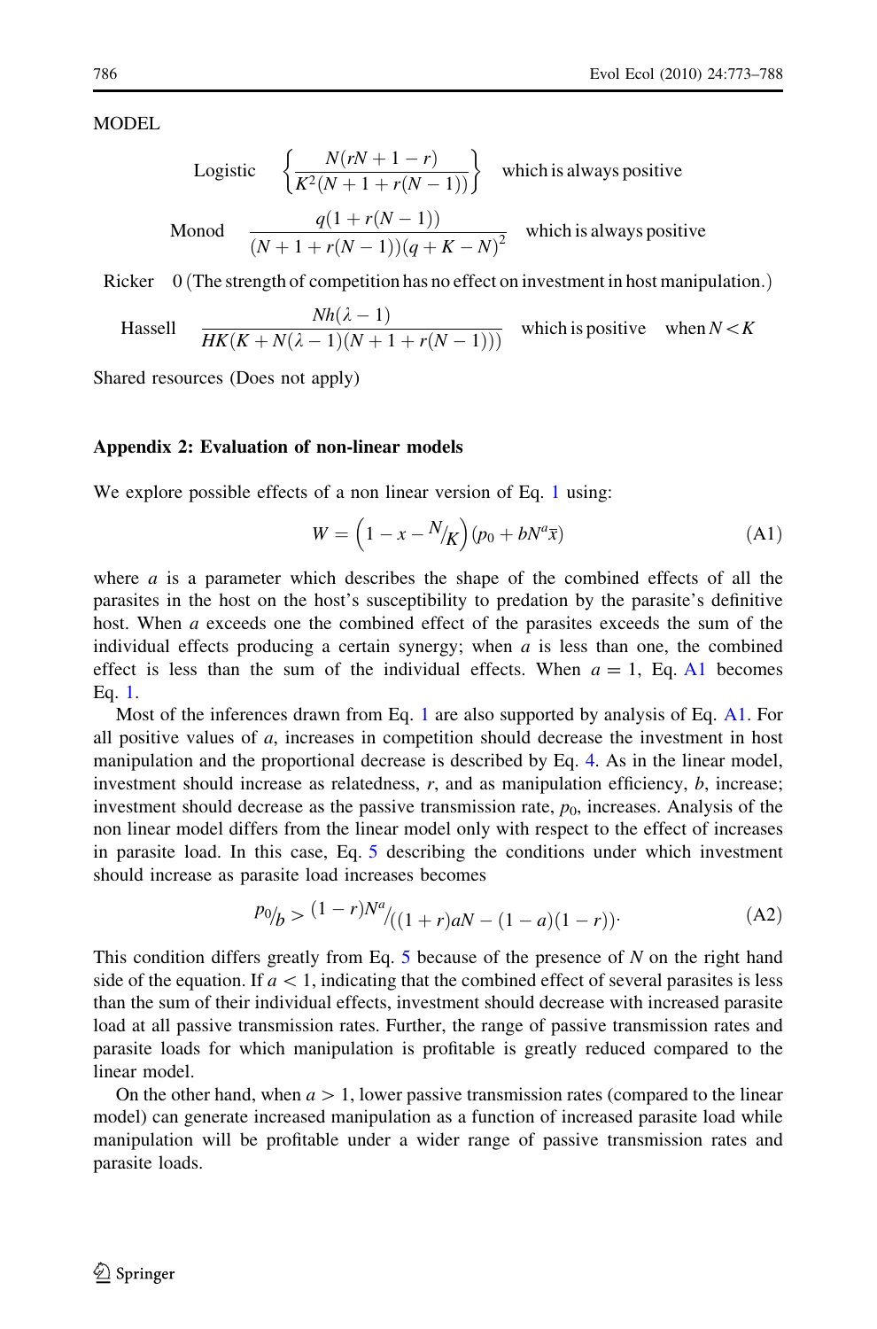MODEL

| | | |
|---|---|---|
| Logistic | $\left\{\dfrac{N(rN+1-r)}{K^2(N+1+r(N-1))}\right\}$ | which is always positive |
| Monod | $\dfrac{q(1+r(N-1))}{(N+1+r(N-1))(q+K-N)^2}$ | which is always positive |
| Ricker | 0 (The strength of competition has no effect on investment in host manipulation.) | |
| Hassell | $\dfrac{Nh(\lambda-1)}{HK(K+N(\lambda-1)(N+1+r(N-1)))}$ | which is positive when $N < K$ |
| Shared resources (Does not apply) | | |

## Appendix 2: Evaluation of non-linear models

We explore possible effects of a non linear version of Eq. 1 using:

$$W = \left(1 - x - {}^{N}\!/_{K}\right)(p_0 + bN^a\bar{x}) \tag{A1}$$

where $a$ is a parameter which describes the shape of the combined effects of all the parasites in the host on the host's susceptibility to predation by the parasite's definitive host. When $a$ exceeds one the combined effect of the parasites exceeds the sum of the individual effects producing a certain synergy; when $a$ is less than one, the combined effect is less than the sum of the individual effects. When $a = 1$, Eq. A1 becomes Eq. 1.

Most of the inferences drawn from Eq. 1 are also supported by analysis of Eq. A1. For all positive values of $a$, increases in competition should decrease the investment in host manipulation and the proportional decrease is described by Eq. 4. As in the linear model, investment should increase as relatedness, $r$, and as manipulation efficiency, $b$, increase; investment should decrease as the passive transmission rate, $p_0$, increases. Analysis of the non linear model differs from the linear model only with respect to the effect of increases in parasite load. In this case, Eq. 5 describing the conditions under which investment should increase as parasite load increases becomes

$$ {}^{p_0}\!/_{b} > {}^{(1-r)N^a}\!/_{((1+r)aN - (1-a)(1-r))}. \tag{A2}$$

This condition differs greatly from Eq. 5 because of the presence of $N$ on the right hand side of the equation. If $a < 1$, indicating that the combined effect of several parasites is less than the sum of their individual effects, investment should decrease with increased parasite load at all passive transmission rates. Further, the range of passive transmission rates and parasite loads for which manipulation is profitable is greatly reduced compared to the linear model.

On the other hand, when $a > 1$, lower passive transmission rates (compared to the linear model) can generate increased manipulation as a function of increased parasite load while manipulation will be profitable under a wider range of passive transmission rates and parasite loads.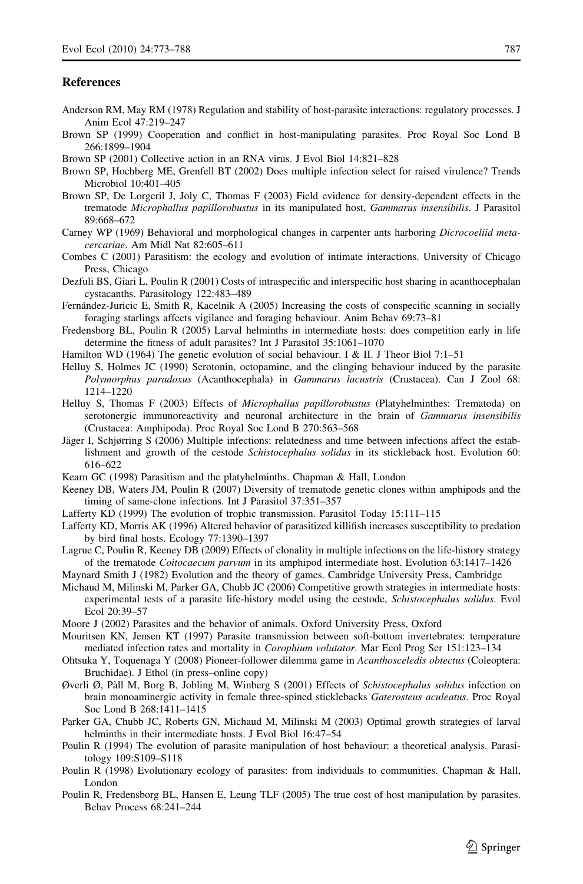## References

Anderson RM, May RM (1978) Regulation and stability of host-parasite interactions: regulatory processes. J Anim Ecol 47:219–247

Brown SP (1999) Cooperation and conflict in host-manipulating parasites. Proc Royal Soc Lond B 266:1899–1904

Brown SP (2001) Collective action in an RNA virus. J Evol Biol 14:821–828

Brown SP, Hochberg ME, Grenfell BT (2002) Does multiple infection select for raised virulence? Trends Microbiol 10:401–405

Brown SP, De Lorgeril J, Joly C, Thomas F (2003) Field evidence for density-dependent effects in the trematode *Microphallus papillorobustus* in its manipulated host, *Gammarus insensibilis*. J Parasitol 89:668–672

Carney WP (1969) Behavioral and morphological changes in carpenter ants harboring *Dicrocoeliid metacercariae*. Am Midl Nat 82:605–611

Combes C (2001) Parasitism: the ecology and evolution of intimate interactions. University of Chicago Press, Chicago

Dezfuli BS, Giari L, Poulin R (2001) Costs of intraspecific and interspecific host sharing in acanthocephalan cystacanths. Parasitology 122:483–489

Fernández-Juricic E, Smith R, Kacelnik A (2005) Increasing the costs of conspecific scanning in socially foraging starlings affects vigilance and foraging behaviour. Anim Behav 69:73–81

Fredensborg BL, Poulin R (2005) Larval helminths in intermediate hosts: does competition early in life determine the fitness of adult parasites? Int J Parasitol 35:1061–1070

Hamilton WD (1964) The genetic evolution of social behaviour. I & II. J Theor Biol 7:1–51

Helluy S, Holmes JC (1990) Serotonin, octopamine, and the clinging behaviour induced by the parasite *Polymorphus paradoxus* (Acanthocephala) in *Gammarus lacustris* (Crustacea). Can J Zool 68: 1214–1220

Helluy S, Thomas F (2003) Effects of *Microphallus papillorobustus* (Platyhelminthes: Trematoda) on serotonergic immunoreactivity and neuronal architecture in the brain of *Gammarus insensibilis* (Crustacea: Amphipoda). Proc Royal Soc Lond B 270:563–568

Jäger I, Schjørring S (2006) Multiple infections: relatedness and time between infections affect the establishment and growth of the cestode *Schistocephalus solidus* in its stickleback host. Evolution 60: 616–622

Kearn GC (1998) Parasitism and the platyhelminths. Chapman & Hall, London

Keeney DB, Waters JM, Poulin R (2007) Diversity of trematode genetic clones within amphipods and the timing of same-clone infections. Int J Parasitol 37:351–357

Lafferty KD (1999) The evolution of trophic transmission. Parasitol Today 15:111–115

Lafferty KD, Morris AK (1996) Altered behavior of parasitized killifish increases susceptibility to predation by bird final hosts. Ecology 77:1390–1397

Lagrue C, Poulin R, Keeney DB (2009) Effects of clonality in multiple infections on the life-history strategy of the trematode *Coitocaecum parvum* in its amphipod intermediate host. Evolution 63:1417–1426

Maynard Smith J (1982) Evolution and the theory of games. Cambridge University Press, Cambridge

Michaud M, Milinski M, Parker GA, Chubb JC (2006) Competitive growth strategies in intermediate hosts: experimental tests of a parasite life-history model using the cestode, *Schistocephalus solidus*. Evol Ecol 20:39–57

Moore J (2002) Parasites and the behavior of animals. Oxford University Press, Oxford

Mouritsen KN, Jensen KT (1997) Parasite transmission between soft-bottom invertebrates: temperature mediated infection rates and mortality in *Corophium volutator*. Mar Ecol Prog Ser 151:123–134

Ohtsuka Y, Toquenaga Y (2008) Pioneer-follower dilemma game in *Acanthosceledis obtectus* (Coleoptera: Bruchidae). J Ethol (in press–online copy)

Øverli Ø, Pàll M, Borg B, Jobling M, Winberg S (2001) Effects of *Schistocephalus solidus* infection on brain monoaminergic activity in female three-spined sticklebacks *Gaterosteus aculeatus*. Proc Royal Soc Lond B 268:1411–1415

Parker GA, Chubb JC, Roberts GN, Michaud M, Milinski M (2003) Optimal growth strategies of larval helminths in their intermediate hosts. J Evol Biol 16:47–54

Poulin R (1994) The evolution of parasite manipulation of host behaviour: a theoretical analysis. Parasitology 109:S109–S118

Poulin R (1998) Evolutionary ecology of parasites: from individuals to communities. Chapman & Hall, London

Poulin R, Fredensborg BL, Hansen E, Leung TLF (2005) The true cost of host manipulation by parasites. Behav Process 68:241–244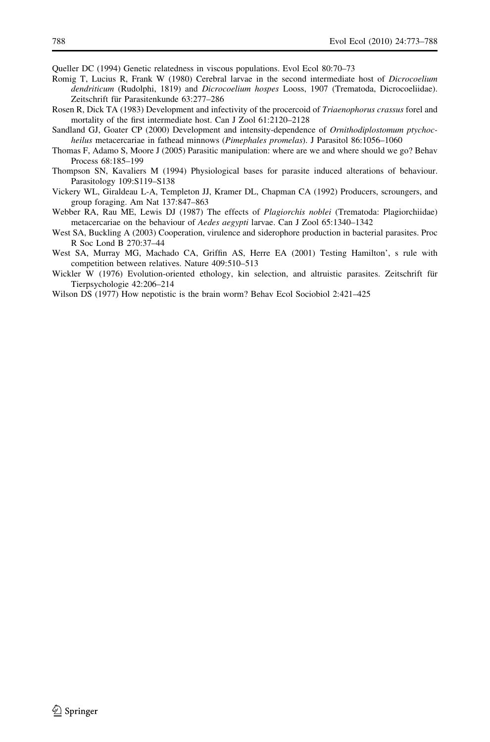Queller DC (1994) Genetic relatedness in viscous populations. Evol Ecol 80:70–73

Romig T, Lucius R, Frank W (1980) Cerebral larvae in the second intermediate host of *Dicrocoelium dendriticum* (Rudolphi, 1819) and *Dicrocoelium hospes* Looss, 1907 (Trematoda, Dicrocoeliidae). Zeitschrift für Parasitenkunde 63:277–286

Rosen R, Dick TA (1983) Development and infectivity of the procercoid of *Triaenophorus crassus* forel and mortality of the first intermediate host. Can J Zool 61:2120–2128

Sandland GJ, Goater CP (2000) Development and intensity-dependence of *Ornithodiplostomum ptychocheilus* metacercariae in fathead minnows (*Pimephales promelas*). J Parasitol 86:1056–1060

Thomas F, Adamo S, Moore J (2005) Parasitic manipulation: where are we and where should we go? Behav Process 68:185–199

Thompson SN, Kavaliers M (1994) Physiological bases for parasite induced alterations of behaviour. Parasitology 109:S119–S138

Vickery WL, Giraldeau L-A, Templeton JJ, Kramer DL, Chapman CA (1992) Producers, scroungers, and group foraging. Am Nat 137:847–863

Webber RA, Rau ME, Lewis DJ (1987) The effects of *Plagiorchis noblei* (Trematoda: Plagiorchiidae) metacercariae on the behaviour of *Aedes aegypti* larvae. Can J Zool 65:1340–1342

West SA, Buckling A (2003) Cooperation, virulence and siderophore production in bacterial parasites. Proc R Soc Lond B 270:37–44

West SA, Murray MG, Machado CA, Griffin AS, Herre EA (2001) Testing Hamilton', s rule with competition between relatives. Nature 409:510–513

Wickler W (1976) Evolution-oriented ethology, kin selection, and altruistic parasites. Zeitschrift für Tierpsychologie 42:206–214

Wilson DS (1977) How nepotistic is the brain worm? Behav Ecol Sociobiol 2:421–425